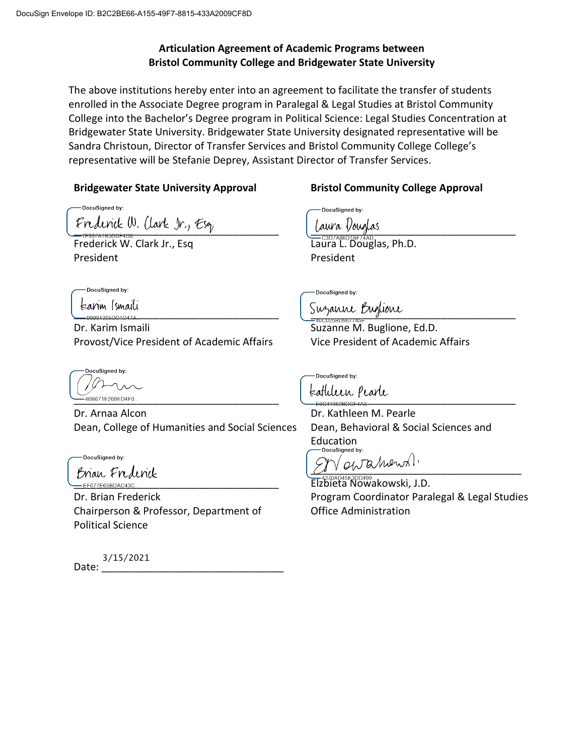DocuSign Envelope ID: B2C2BE66-A155-49F7-8815-433A2009CF8D

**Articulation Agreement of Academic Programs between**
**Bristol Community College and Bridgewater State University**

The above institutions hereby enter into an agreement to facilitate the transfer of students enrolled in the Associate Degree program in Paralegal & Legal Studies at Bristol Community College into the Bachelor's Degree program in Political Science: Legal Studies Concentration at Bridgewater State University. Bridgewater State University designated representative will be Sandra Christoun, Director of Transfer Services and Bristol Community College College's representative will be Stefanie Deprey, Assistant Director of Transfer Services.

**Bridgewater State University Approval**

DocuSigned by: Frederick W. Clark Jr., Esq
7F387A185DDF4D8...
Frederick W. Clark Jr., Esq
President

DocuSigned by: Karim Ismaili
99991305DD1D47A...
Dr. Karim Ismaili
Provost/Vice President of Academic Affairs

DocuSigned by:
46B671E269ED4F0...
Dr. Arnaa Alcon
Dean, College of Humanities and Social Sciences

DocuSigned by: Brian Frederick
EF077E65BDAC43C...
Dr. Brian Frederick
Chairperson & Professor, Department of Political Science

Date: 3/15/2021

**Bristol Community College Approval**

DocuSigned by: Laura Douglas
C3D7A86D1BF74AD...
Laura L. Douglas, Ph.D.
President

DocuSigned by: Suzanne Buglione
40C025BD967745E...
Suzanne M. Buglione, Ed.D.
Vice President of Academic Affairs

DocuSigned by: Kathleen Pearle
E0C41059BDCF4A3...
Dr. Kathleen M. Pearle
Dean, Behavioral & Social Sciences and Education

DocuSigned by: E Nowakowski
4370AD45F3DD499...
Elzbieta Nowakowski, J.D.
Program Coordinator Paralegal & Legal Studies Office Administration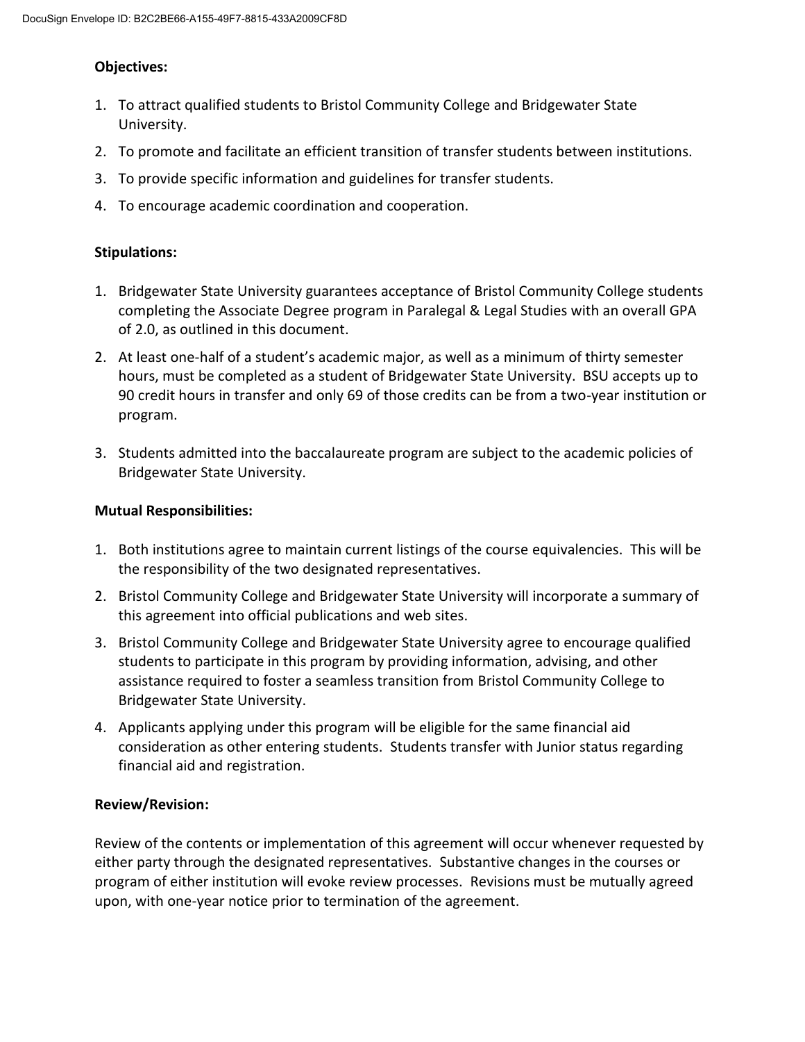**Objectives:**

1. To attract qualified students to Bristol Community College and Bridgewater State University.
2. To promote and facilitate an efficient transition of transfer students between institutions.
3. To provide specific information and guidelines for transfer students.
4. To encourage academic coordination and cooperation.

**Stipulations:**

1. Bridgewater State University guarantees acceptance of Bristol Community College students completing the Associate Degree program in Paralegal & Legal Studies with an overall GPA of 2.0, as outlined in this document.
2. At least one-half of a student's academic major, as well as a minimum of thirty semester hours, must be completed as a student of Bridgewater State University. BSU accepts up to 90 credit hours in transfer and only 69 of those credits can be from a two-year institution or program.
3. Students admitted into the baccalaureate program are subject to the academic policies of Bridgewater State University.

**Mutual Responsibilities:**

1. Both institutions agree to maintain current listings of the course equivalencies. This will be the responsibility of the two designated representatives.
2. Bristol Community College and Bridgewater State University will incorporate a summary of this agreement into official publications and web sites.
3. Bristol Community College and Bridgewater State University agree to encourage qualified students to participate in this program by providing information, advising, and other assistance required to foster a seamless transition from Bristol Community College to Bridgewater State University.
4. Applicants applying under this program will be eligible for the same financial aid consideration as other entering students. Students transfer with Junior status regarding financial aid and registration.

**Review/Revision:**

Review of the contents or implementation of this agreement will occur whenever requested by either party through the designated representatives. Substantive changes in the courses or program of either institution will evoke review processes. Revisions must be mutually agreed upon, with one-year notice prior to termination of the agreement.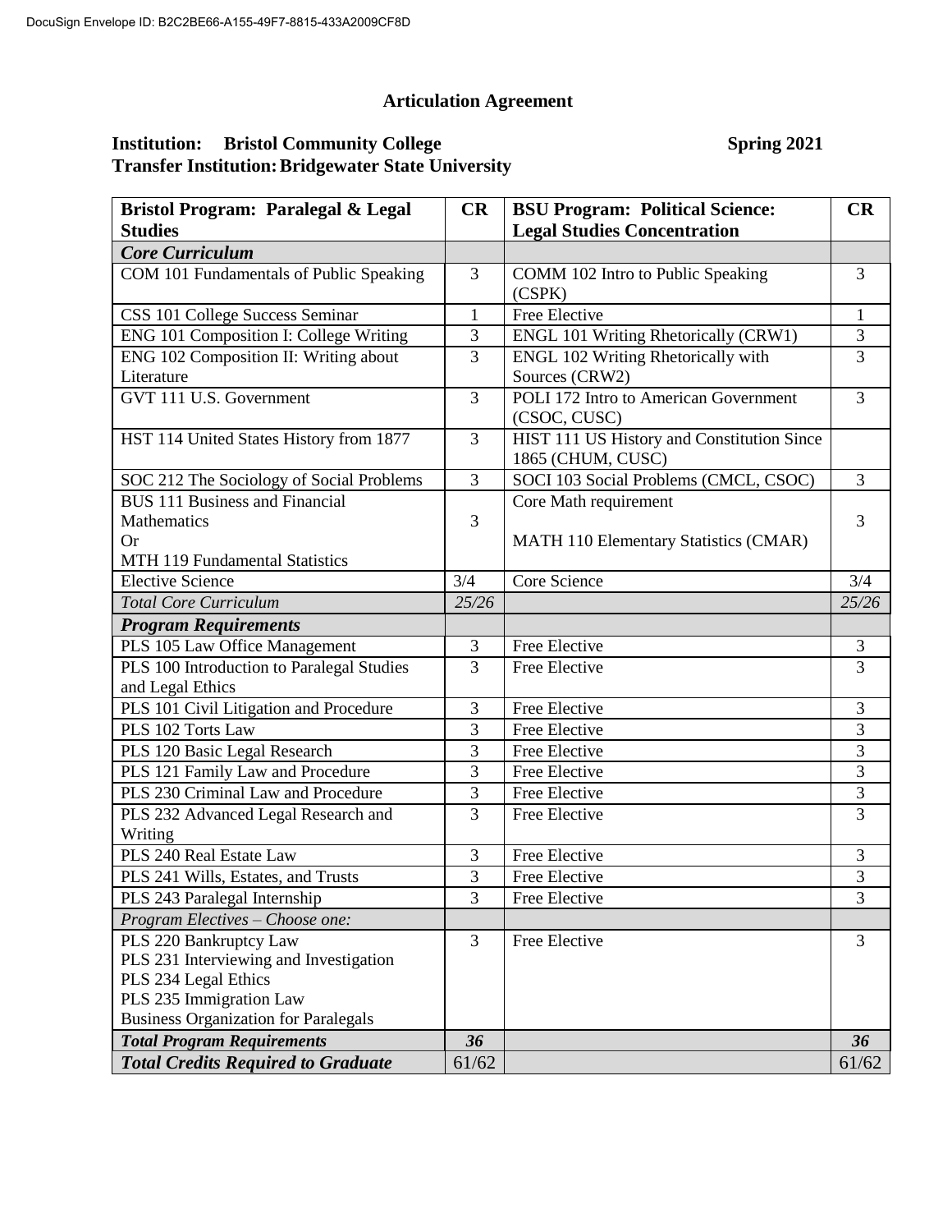DocuSign Envelope ID: B2C2BE66-A155-49F7-8815-433A2009CF8D

# Articulation Agreement

**Institution: Bristol Community College** **Spring 2021**
**Transfer Institution: Bridgewater State University**

| Bristol Program: Paralegal & Legal Studies | CR | BSU Program: Political Science: Legal Studies Concentration | CR |
|---|---|---|---|
| ***Core Curriculum*** | | | |
| COM 101 Fundamentals of Public Speaking | 3 | COMM 102 Intro to Public Speaking (CSPK) | 3 |
| CSS 101 College Success Seminar | 1 | Free Elective | 1 |
| ENG 101 Composition I: College Writing | 3 | ENGL 101 Writing Rhetorically (CRW1) | 3 |
| ENG 102 Composition II: Writing about Literature | 3 | ENGL 102 Writing Rhetorically with Sources (CRW2) | 3 |
| GVT 111 U.S. Government | 3 | POLI 172 Intro to American Government (CSOC, CUSC) | 3 |
| HST 114 United States History from 1877 | 3 | HIST 111 US History and Constitution Since 1865 (CHUM, CUSC) | |
| SOC 212 The Sociology of Social Problems | 3 | SOCI 103 Social Problems (CMCL, CSOC) | 3 |
| BUS 111 Business and Financial Mathematics<br>Or<br>MTH 119 Fundamental Statistics | 3 | Core Math requirement<br><br>MATH 110 Elementary Statistics (CMAR) | 3 |
| Elective Science | 3/4 | Core Science | 3/4 |
| *Total Core Curriculum* | *25/26* | | *25/26* |
| ***Program Requirements*** | | | |
| PLS 105 Law Office Management | 3 | Free Elective | 3 |
| PLS 100 Introduction to Paralegal Studies and Legal Ethics | 3 | Free Elective | 3 |
| PLS 101 Civil Litigation and Procedure | 3 | Free Elective | 3 |
| PLS 102 Torts Law | 3 | Free Elective | 3 |
| PLS 120 Basic Legal Research | 3 | Free Elective | 3 |
| PLS 121 Family Law and Procedure | 3 | Free Elective | 3 |
| PLS 230 Criminal Law and Procedure | 3 | Free Elective | 3 |
| PLS 232 Advanced Legal Research and Writing | 3 | Free Elective | 3 |
| PLS 240 Real Estate Law | 3 | Free Elective | 3 |
| PLS 241 Wills, Estates, and Trusts | 3 | Free Elective | 3 |
| PLS 243 Paralegal Internship | 3 | Free Elective | 3 |
| *Program Electives – Choose one:* | | | |
| PLS 220 Bankruptcy Law<br>PLS 231 Interviewing and Investigation<br>PLS 234 Legal Ethics<br>PLS 235 Immigration Law<br>Business Organization for Paralegals | 3 | Free Elective | 3 |
| ***Total Program Requirements*** | ***36*** | | ***36*** |
| ***Total Credits Required to Graduate*** | 61/62 | | 61/62 |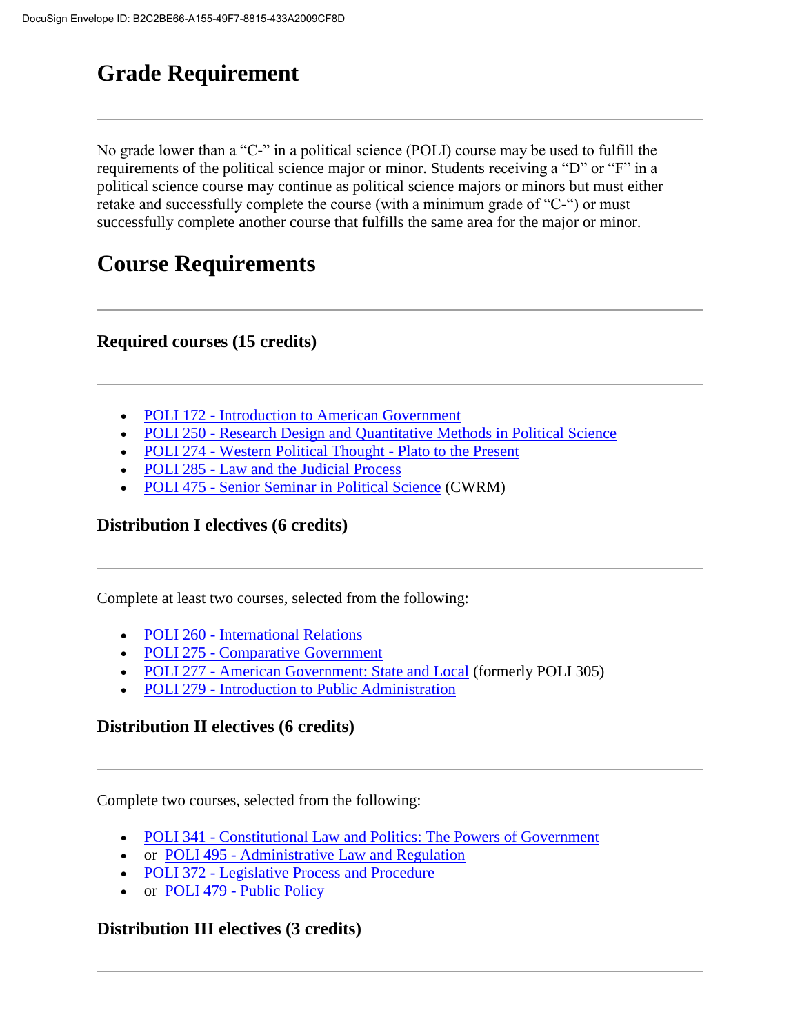# Grade Requirement

---

No grade lower than a "C-" in a political science (POLI) course may be used to fulfill the requirements of the political science major or minor. Students receiving a "D" or "F" in a political science course may continue as political science majors or minors but must either retake and successfully complete the course (with a minimum grade of "C-") or must successfully complete another course that fulfills the same area for the major or minor.

# Course Requirements

---

### Required courses (15 credits)

---

- POLI 172 - Introduction to American Government
- POLI 250 - Research Design and Quantitative Methods in Political Science
- POLI 274 - Western Political Thought - Plato to the Present
- POLI 285 - Law and the Judicial Process
- POLI 475 - Senior Seminar in Political Science (CWRM)

### Distribution I electives (6 credits)

---

Complete at least two courses, selected from the following:

- POLI 260 - International Relations
- POLI 275 - Comparative Government
- POLI 277 - American Government: State and Local (formerly POLI 305)
- POLI 279 - Introduction to Public Administration

### Distribution II electives (6 credits)

---

Complete two courses, selected from the following:

- POLI 341 - Constitutional Law and Politics: The Powers of Government
- or POLI 495 - Administrative Law and Regulation
- POLI 372 - Legislative Process and Procedure
- or POLI 479 - Public Policy

### Distribution III electives (3 credits)

---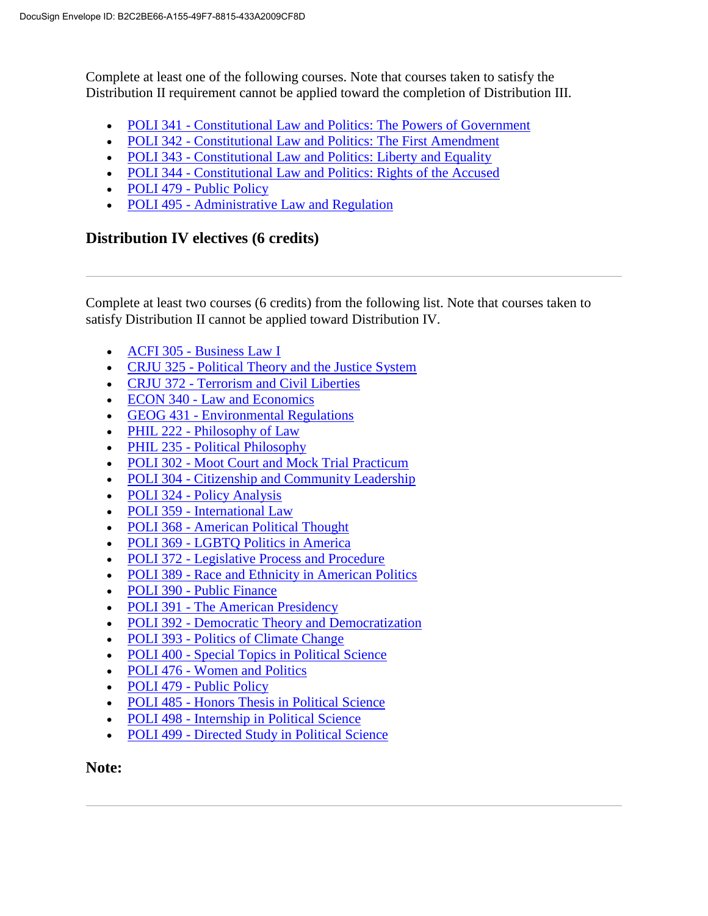Complete at least one of the following courses. Note that courses taken to satisfy the Distribution II requirement cannot be applied toward the completion of Distribution III.

- POLI 341 - Constitutional Law and Politics: The Powers of Government
- POLI 342 - Constitutional Law and Politics: The First Amendment
- POLI 343 - Constitutional Law and Politics: Liberty and Equality
- POLI 344 - Constitutional Law and Politics: Rights of the Accused
- POLI 479 - Public Policy
- POLI 495 - Administrative Law and Regulation

### Distribution IV electives (6 credits)

---

Complete at least two courses (6 credits) from the following list. Note that courses taken to satisfy Distribution II cannot be applied toward Distribution IV.

- ACFI 305 - Business Law I
- CRJU 325 - Political Theory and the Justice System
- CRJU 372 - Terrorism and Civil Liberties
- ECON 340 - Law and Economics
- GEOG 431 - Environmental Regulations
- PHIL 222 - Philosophy of Law
- PHIL 235 - Political Philosophy
- POLI 302 - Moot Court and Mock Trial Practicum
- POLI 304 - Citizenship and Community Leadership
- POLI 324 - Policy Analysis
- POLI 359 - International Law
- POLI 368 - American Political Thought
- POLI 369 - LGBTQ Politics in America
- POLI 372 - Legislative Process and Procedure
- POLI 389 - Race and Ethnicity in American Politics
- POLI 390 - Public Finance
- POLI 391 - The American Presidency
- POLI 392 - Democratic Theory and Democratization
- POLI 393 - Politics of Climate Change
- POLI 400 - Special Topics in Political Science
- POLI 476 - Women and Politics
- POLI 479 - Public Policy
- POLI 485 - Honors Thesis in Political Science
- POLI 498 - Internship in Political Science
- POLI 499 - Directed Study in Political Science

### Note:

---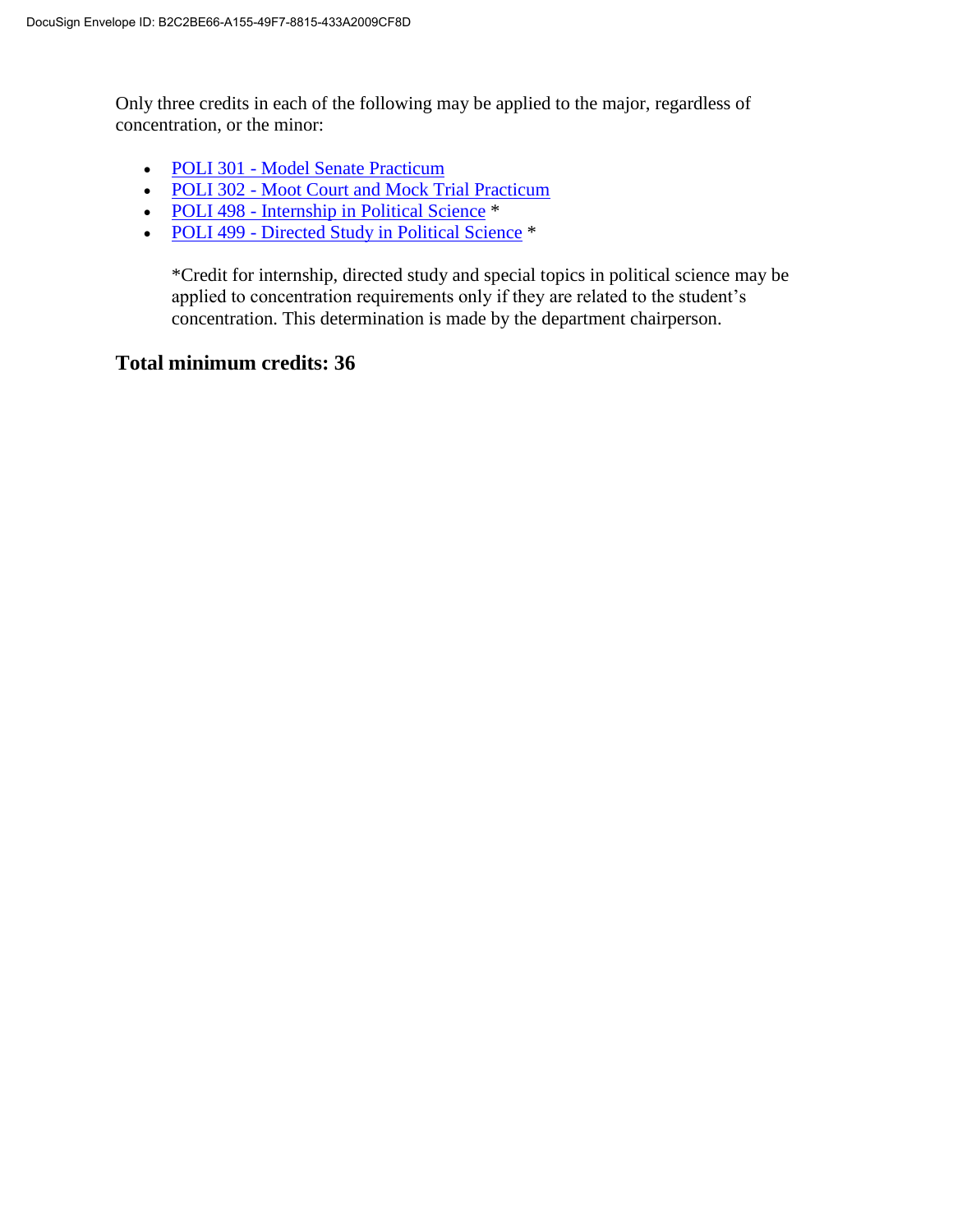Only three credits in each of the following may be applied to the major, regardless of concentration, or the minor:

- POLI 301 - Model Senate Practicum
- POLI 302 - Moot Court and Mock Trial Practicum
- POLI 498 - Internship in Political Science *
- POLI 499 - Directed Study in Political Science *

*Credit for internship, directed study and special topics in political science may be applied to concentration requirements only if they are related to the student's concentration. This determination is made by the department chairperson.

**Total minimum credits: 36**